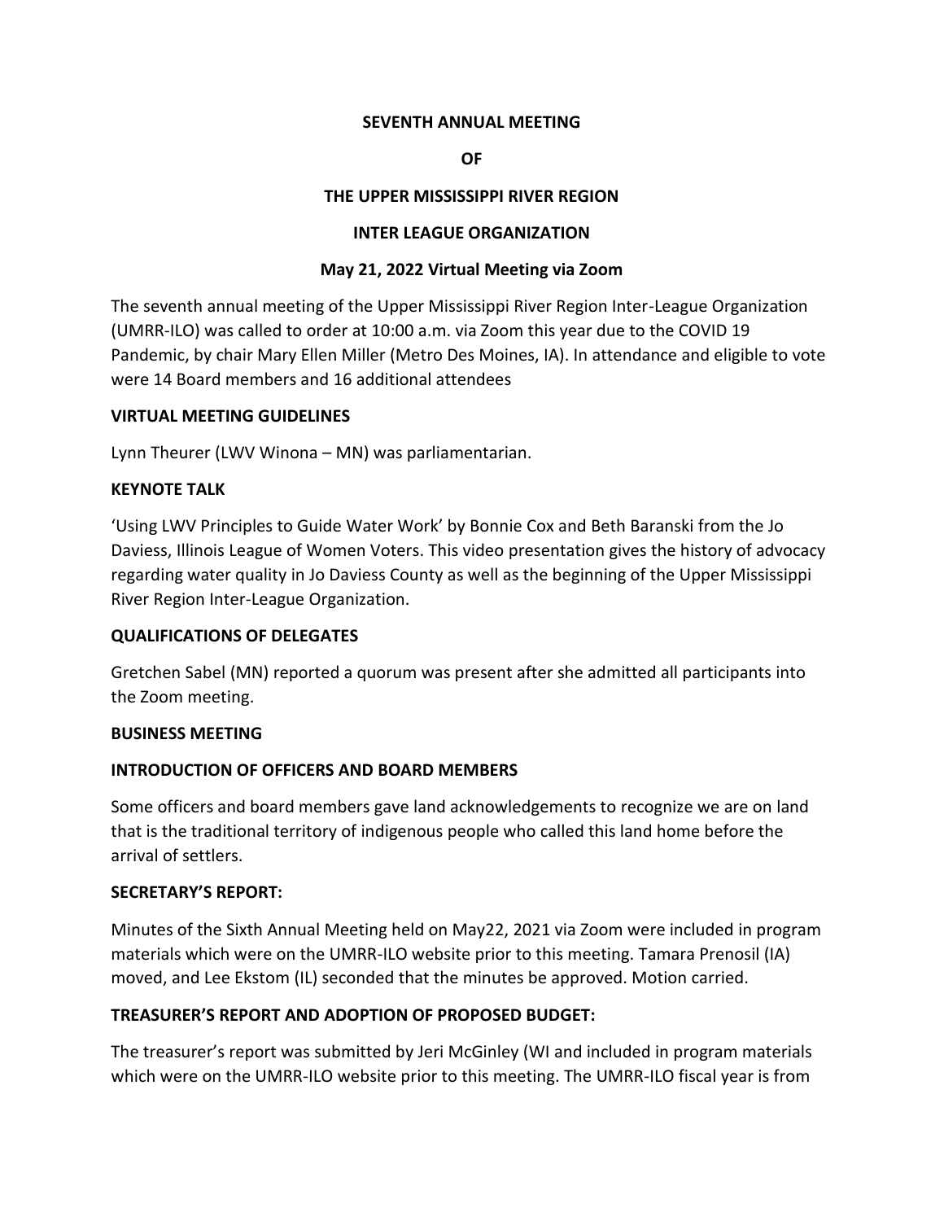**SEVENTH ANNUAL MEETING**

**OF**

**THE UPPER MISSISSIPPI RIVER REGION**

**INTER LEAGUE ORGANIZATION**

**May 21, 2022 Virtual Meeting via Zoom**

The seventh annual meeting of the Upper Mississippi River Region Inter-League Organization (UMRR-ILO) was called to order at 10:00 a.m. via Zoom this year due to the COVID 19 Pandemic, by chair Mary Ellen Miller (Metro Des Moines, IA). In attendance and eligible to vote were 14 Board members and 16 additional attendees

**VIRTUAL MEETING GUIDELINES**

Lynn Theurer (LWV Winona – MN) was parliamentarian.

**KEYNOTE TALK**

'Using LWV Principles to Guide Water Work' by Bonnie Cox and Beth Baranski from the Jo Daviess, Illinois League of Women Voters. This video presentation gives the history of advocacy regarding water quality in Jo Daviess County as well as the beginning of the Upper Mississippi River Region Inter-League Organization.

**QUALIFICATIONS OF DELEGATES**

Gretchen Sabel (MN) reported a quorum was present after she admitted all participants into the Zoom meeting.

**BUSINESS MEETING**

**INTRODUCTION OF OFFICERS AND BOARD MEMBERS**

Some officers and board members gave land acknowledgements to recognize we are on land that is the traditional territory of indigenous people who called this land home before the arrival of settlers.

**SECRETARY'S REPORT:**

Minutes of the Sixth Annual Meeting held on May22, 2021 via Zoom were included in program materials which were on the UMRR-ILO website prior to this meeting. Tamara Prenosil (IA) moved, and Lee Ekstom (IL) seconded that the minutes be approved. Motion carried.

**TREASURER'S REPORT AND ADOPTION OF PROPOSED BUDGET:**

The treasurer's report was submitted by Jeri McGinley (WI and included in program materials which were on the UMRR-ILO website prior to this meeting. The UMRR-ILO fiscal year is from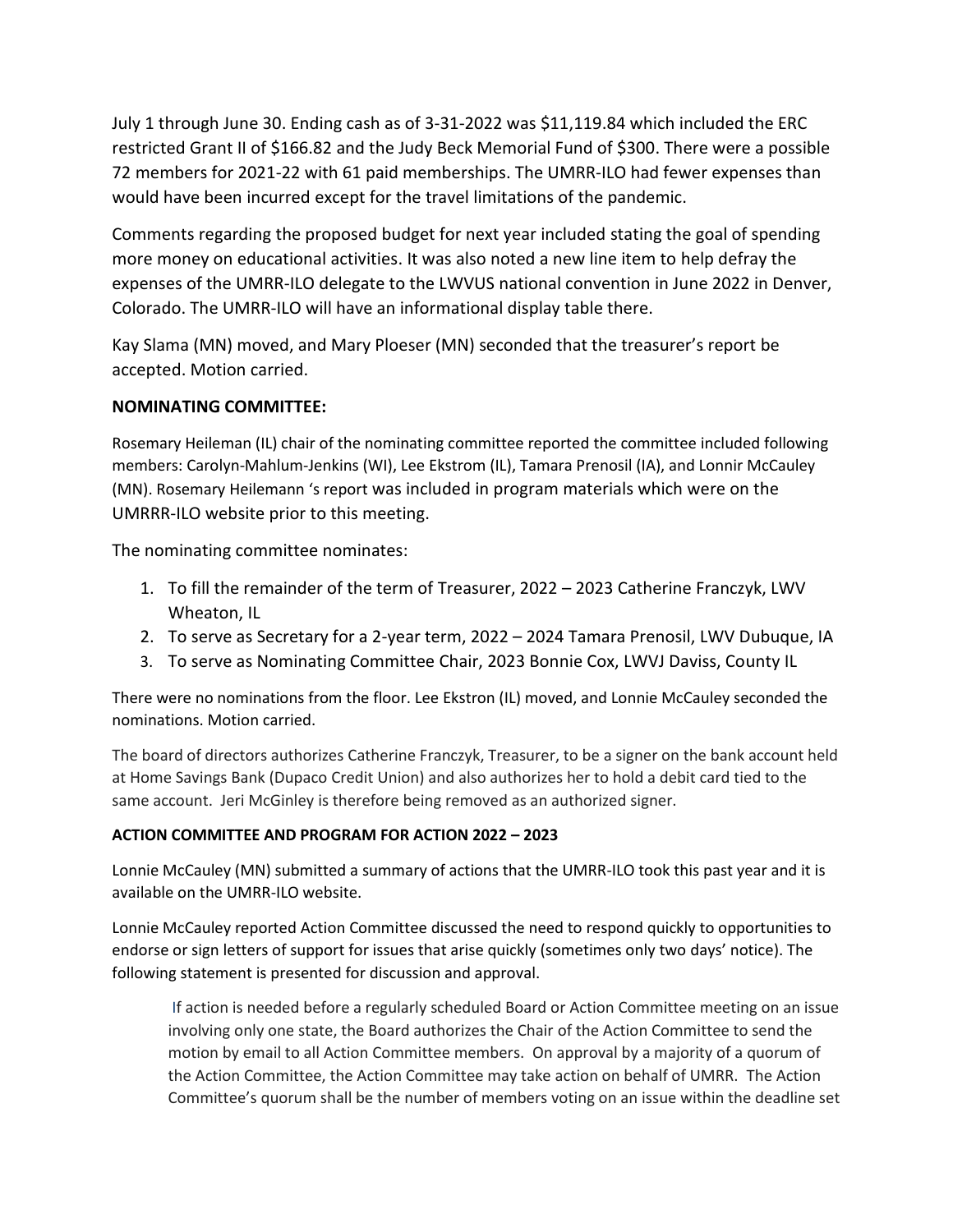July 1 through June 30. Ending cash as of 3-31-2022 was $11,119.84 which included the ERC restricted Grant II of $166.82 and the Judy Beck Memorial Fund of $300. There were a possible 72 members for 2021-22 with 61 paid memberships. The UMRR-ILO had fewer expenses than would have been incurred except for the travel limitations of the pandemic.

Comments regarding the proposed budget for next year included stating the goal of spending more money on educational activities. It was also noted a new line item to help defray the expenses of the UMRR-ILO delegate to the LWVUS national convention in June 2022 in Denver, Colorado. The UMRR-ILO will have an informational display table there.

Kay Slama (MN) moved, and Mary Ploeser (MN) seconded that the treasurer's report be accepted. Motion carried.

**NOMINATING COMMITTEE:**

Rosemary Heileman (IL) chair of the nominating committee reported the committee included following members: Carolyn-Mahlum-Jenkins (WI), Lee Ekstrom (IL), Tamara Prenosil (IA), and Lonnir McCauley (MN). Rosemary Heilemann 's report was included in program materials which were on the UMRRR-ILO website prior to this meeting.

The nominating committee nominates:

1. To fill the remainder of the term of Treasurer, 2022 – 2023 Catherine Franczyk, LWV Wheaton, IL
2. To serve as Secretary for a 2-year term, 2022 – 2024 Tamara Prenosil, LWV Dubuque, IA
3. To serve as Nominating Committee Chair, 2023 Bonnie Cox, LWVJ Daviss, County IL

There were no nominations from the floor. Lee Ekstron (IL) moved, and Lonnie McCauley seconded the nominations. Motion carried.

The board of directors authorizes Catherine Franczyk, Treasurer, to be a signer on the bank account held at Home Savings Bank (Dupaco Credit Union) and also authorizes her to hold a debit card tied to the same account. Jeri McGinley is therefore being removed as an authorized signer.

**ACTION COMMITTEE AND PROGRAM FOR ACTION 2022 – 2023**

Lonnie McCauley (MN) submitted a summary of actions that the UMRR-ILO took this past year and it is available on the UMRR-ILO website.

Lonnie McCauley reported Action Committee discussed the need to respond quickly to opportunities to endorse or sign letters of support for issues that arise quickly (sometimes only two days' notice). The following statement is presented for discussion and approval.

> If action is needed before a regularly scheduled Board or Action Committee meeting on an issue involving only one state, the Board authorizes the Chair of the Action Committee to send the motion by email to all Action Committee members. On approval by a majority of a quorum of the Action Committee, the Action Committee may take action on behalf of UMRR. The Action Committee's quorum shall be the number of members voting on an issue within the deadline set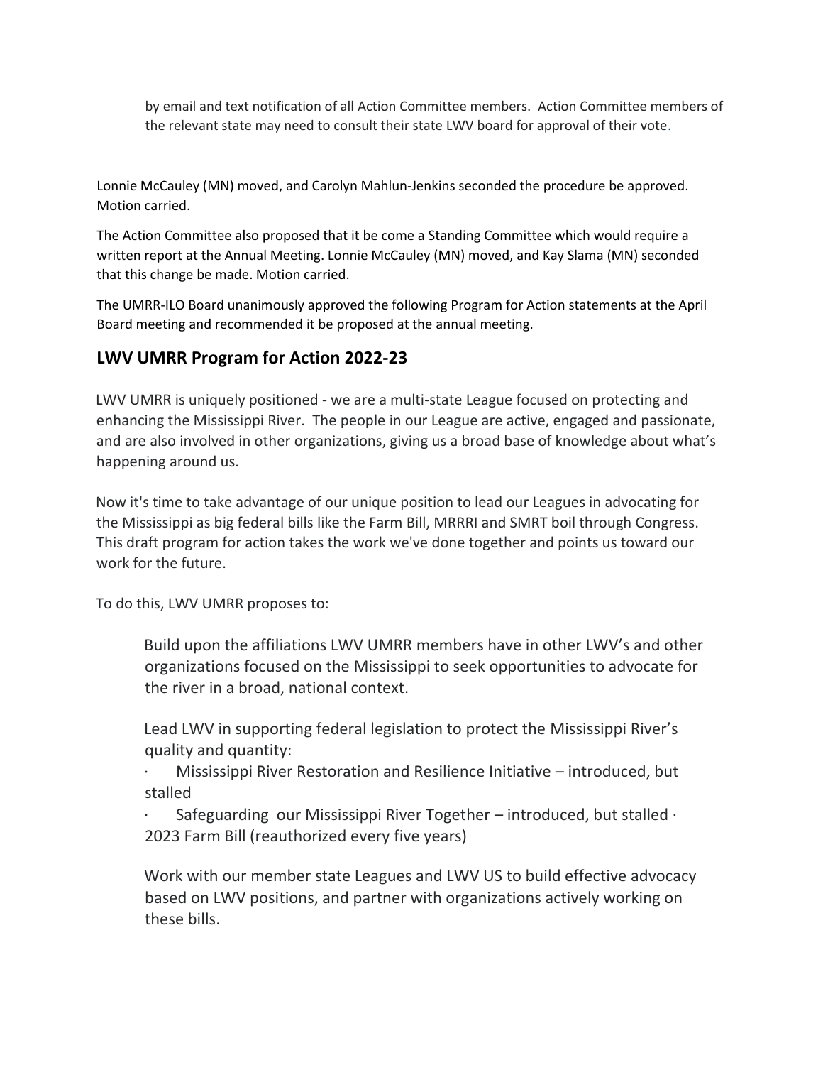by email and text notification of all Action Committee members. Action Committee members of the relevant state may need to consult their state LWV board for approval of their vote.

Lonnie McCauley (MN) moved, and Carolyn Mahlun-Jenkins seconded the procedure be approved. Motion carried.

The Action Committee also proposed that it be come a Standing Committee which would require a written report at the Annual Meeting. Lonnie McCauley (MN) moved, and Kay Slama (MN) seconded that this change be made. Motion carried.

The UMRR-ILO Board unanimously approved the following Program for Action statements at the April Board meeting and recommended it be proposed at the annual meeting.

## LWV UMRR Program for Action 2022-23

LWV UMRR is uniquely positioned - we are a multi-state League focused on protecting and enhancing the Mississippi River. The people in our League are active, engaged and passionate, and are also involved in other organizations, giving us a broad base of knowledge about what's happening around us.

Now it's time to take advantage of our unique position to lead our Leagues in advocating for the Mississippi as big federal bills like the Farm Bill, MRRRI and SMRT boil through Congress. This draft program for action takes the work we've done together and points us toward our work for the future.

To do this, LWV UMRR proposes to:

Build upon the affiliations LWV UMRR members have in other LWV's and other organizations focused on the Mississippi to seek opportunities to advocate for the river in a broad, national context.

Lead LWV in supporting federal legislation to protect the Mississippi River's quality and quantity:

- Mississippi River Restoration and Resilience Initiative – introduced, but stalled
- Safeguarding our Mississippi River Together – introduced, but stalled
- 2023 Farm Bill (reauthorized every five years)

Work with our member state Leagues and LWV US to build effective advocacy based on LWV positions, and partner with organizations actively working on these bills.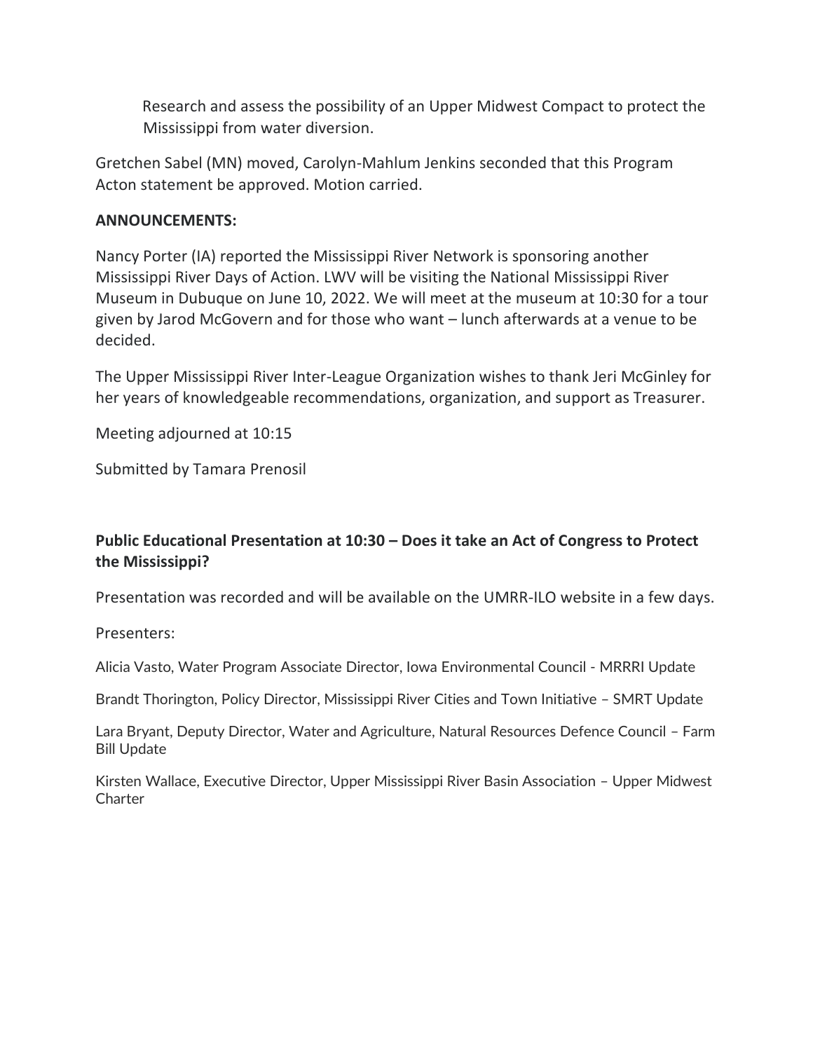Research and assess the possibility of an Upper Midwest Compact to protect the Mississippi from water diversion.

Gretchen Sabel (MN) moved, Carolyn-Mahlum Jenkins seconded that this Program Acton statement be approved. Motion carried.

**ANNOUNCEMENTS:**

Nancy Porter (IA) reported the Mississippi River Network is sponsoring another Mississippi River Days of Action. LWV will be visiting the National Mississippi River Museum in Dubuque on June 10, 2022. We will meet at the museum at 10:30 for a tour given by Jarod McGovern and for those who want – lunch afterwards at a venue to be decided.

The Upper Mississippi River Inter-League Organization wishes to thank Jeri McGinley for her years of knowledgeable recommendations, organization, and support as Treasurer.

Meeting adjourned at 10:15

Submitted by Tamara Prenosil

**Public Educational Presentation at 10:30 – Does it take an Act of Congress to Protect the Mississippi?**

Presentation was recorded and will be available on the UMRR-ILO website in a few days.

Presenters:

Alicia Vasto, Water Program Associate Director, Iowa Environmental Council - MRRRI Update

Brandt Thorington, Policy Director, Mississippi River Cities and Town Initiative – SMRT Update

Lara Bryant, Deputy Director, Water and Agriculture, Natural Resources Defence Council – Farm Bill Update

Kirsten Wallace, Executive Director, Upper Mississippi River Basin Association – Upper Midwest Charter